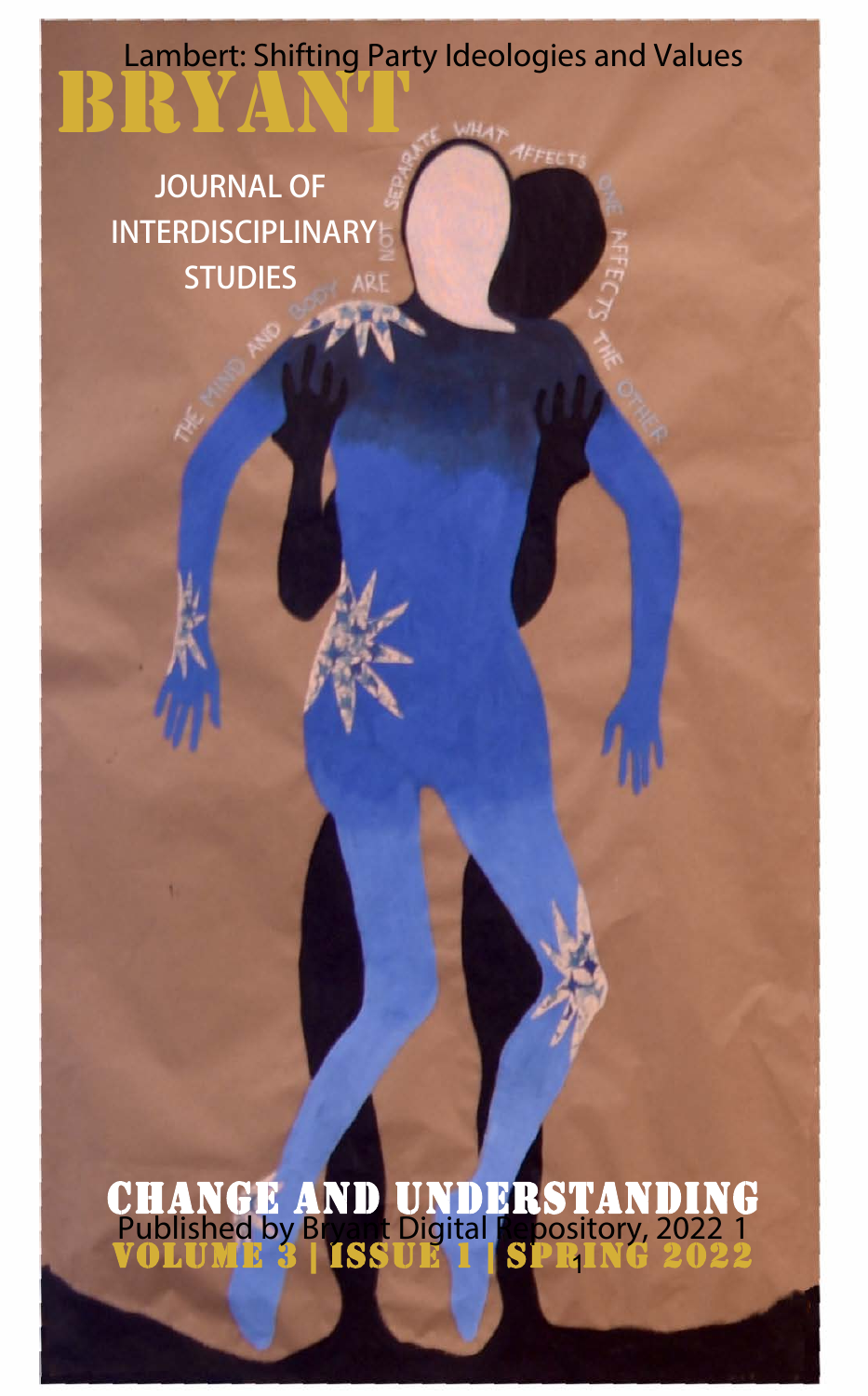# BRYANT

JOURNAL OF INTERDISCIPLINARY STUDIES

THE MIND AND BODY ARE NOT SEPARATE WHAT AFFECTS ONE AFFECTS THE OTHER

## CHANGE AND UNDERSTANDING

VOLUME 3 | ISSUE 1 | SPRING 2022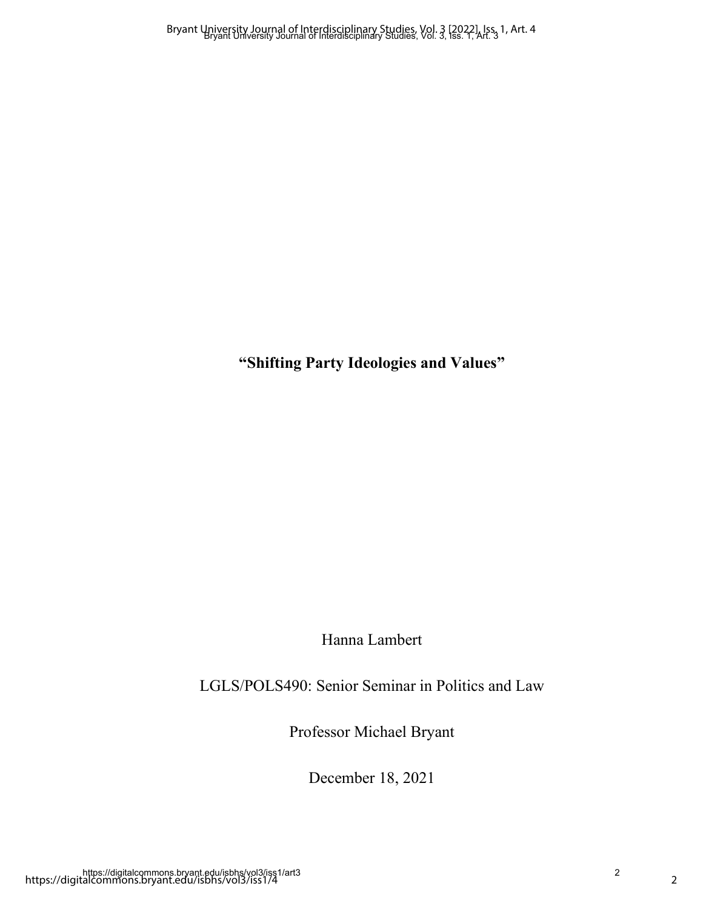# "Shifting Party Ideologies and Values"

Hanna Lambert

LGLS/POLS490: Senior Seminar in Politics and Law

Professor Michael Bryant

December 18, 2021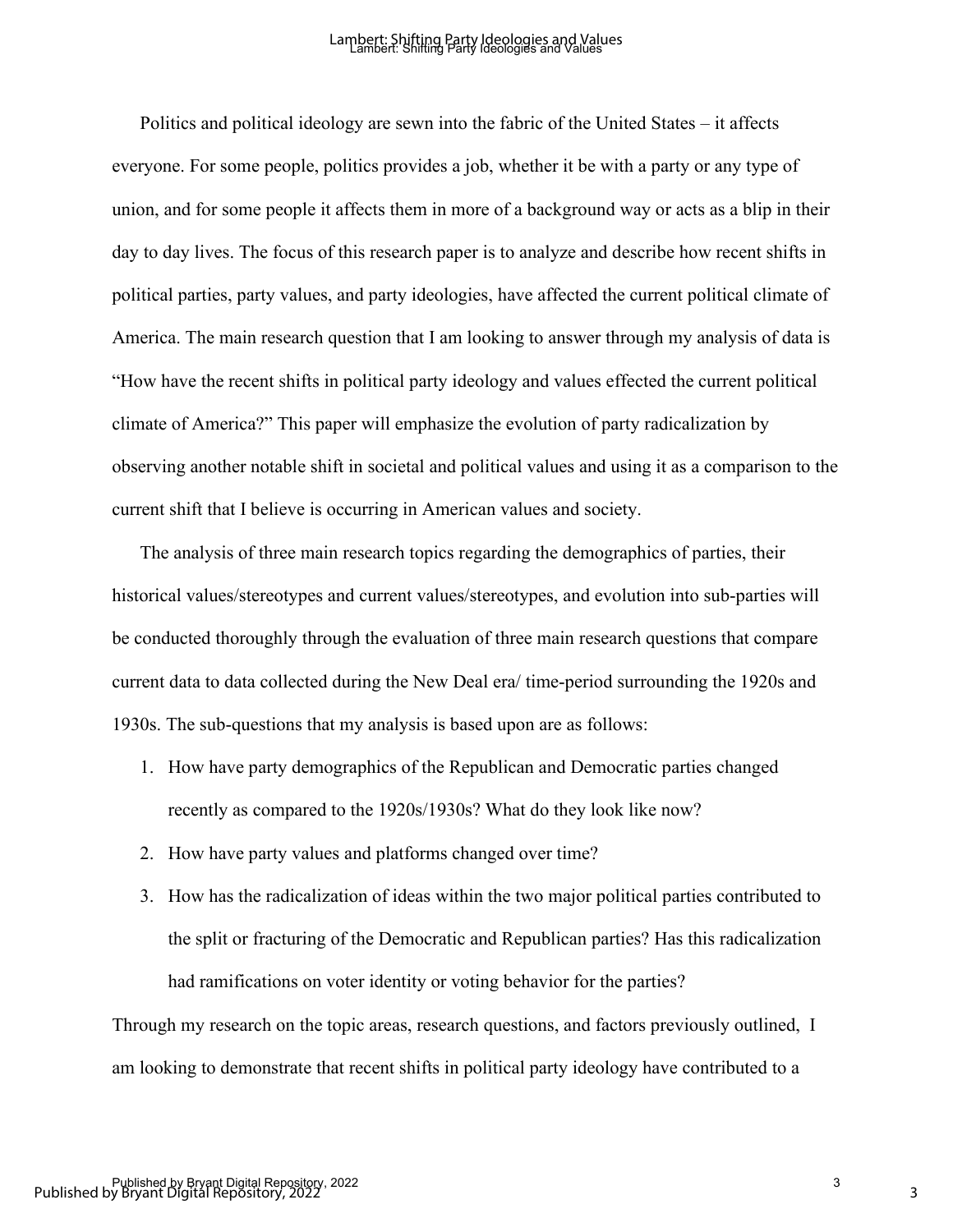Politics and political ideology are sewn into the fabric of the United States – it affects everyone. For some people, politics provides a job, whether it be with a party or any type of union, and for some people it affects them in more of a background way or acts as a blip in their day to day lives. The focus of this research paper is to analyze and describe how recent shifts in political parties, party values, and party ideologies, have affected the current political climate of America. The main research question that I am looking to answer through my analysis of data is "How have the recent shifts in political party ideology and values effected the current political climate of America?" This paper will emphasize the evolution of party radicalization by observing another notable shift in societal and political values and using it as a comparison to the current shift that I believe is occurring in American values and society.

The analysis of three main research topics regarding the demographics of parties, their historical values/stereotypes and current values/stereotypes, and evolution into sub-parties will be conducted thoroughly through the evaluation of three main research questions that compare current data to data collected during the New Deal era/ time-period surrounding the 1920s and 1930s. The sub-questions that my analysis is based upon are as follows:

1. How have party demographics of the Republican and Democratic parties changed recently as compared to the 1920s/1930s? What do they look like now?
2. How have party values and platforms changed over time?
3. How has the radicalization of ideas within the two major political parties contributed to the split or fracturing of the Democratic and Republican parties? Has this radicalization had ramifications on voter identity or voting behavior for the parties?

Through my research on the topic areas, research questions, and factors previously outlined, I am looking to demonstrate that recent shifts in political party ideology have contributed to a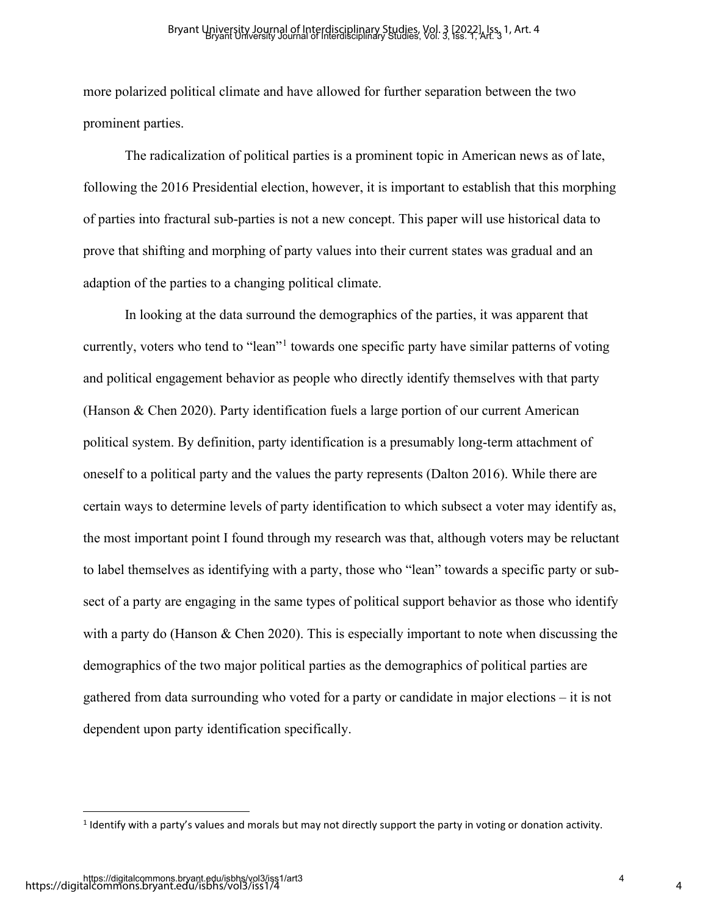more polarized political climate and have allowed for further separation between the two prominent parties.

The radicalization of political parties is a prominent topic in American news as of late, following the 2016 Presidential election, however, it is important to establish that this morphing of parties into fractural sub-parties is not a new concept. This paper will use historical data to prove that shifting and morphing of party values into their current states was gradual and an adaption of the parties to a changing political climate.

In looking at the data surround the demographics of the parties, it was apparent that currently, voters who tend to "lean"[1] towards one specific party have similar patterns of voting and political engagement behavior as people who directly identify themselves with that party (Hanson & Chen 2020). Party identification fuels a large portion of our current American political system. By definition, party identification is a presumably long-term attachment of oneself to a political party and the values the party represents (Dalton 2016). While there are certain ways to determine levels of party identification to which subsect a voter may identify as, the most important point I found through my research was that, although voters may be reluctant to label themselves as identifying with a party, those who "lean" towards a specific party or sub-sect of a party are engaging in the same types of political support behavior as those who identify with a party do (Hanson & Chen 2020). This is especially important to note when discussing the demographics of the two major political parties as the demographics of political parties are gathered from data surrounding who voted for a party or candidate in major elections – it is not dependent upon party identification specifically.

[1] Identify with a party's values and morals but may not directly support the party in voting or donation activity.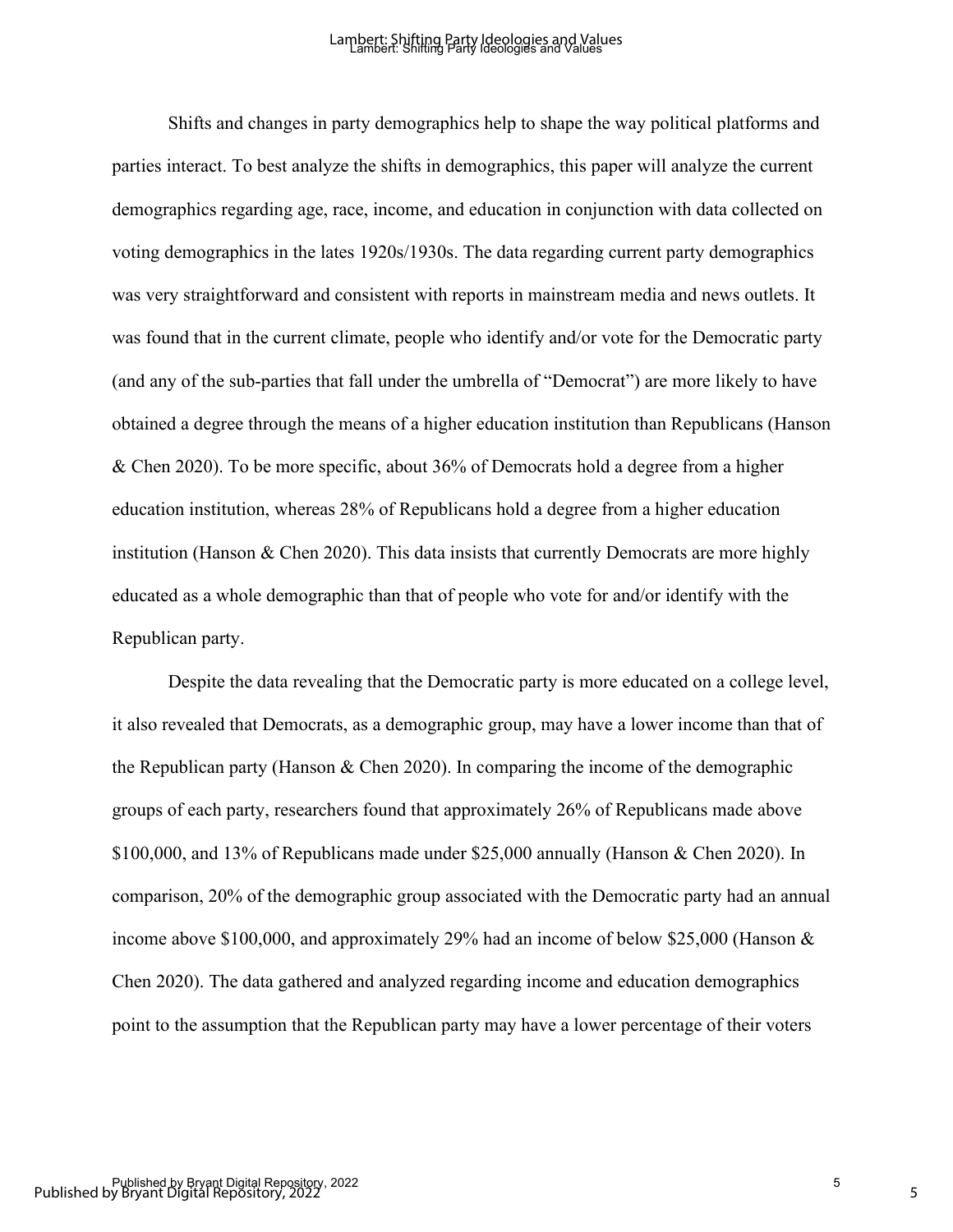Shifts and changes in party demographics help to shape the way political platforms and parties interact. To best analyze the shifts in demographics, this paper will analyze the current demographics regarding age, race, income, and education in conjunction with data collected on voting demographics in the lates 1920s/1930s. The data regarding current party demographics was very straightforward and consistent with reports in mainstream media and news outlets. It was found that in the current climate, people who identify and/or vote for the Democratic party (and any of the sub-parties that fall under the umbrella of "Democrat") are more likely to have obtained a degree through the means of a higher education institution than Republicans (Hanson & Chen 2020). To be more specific, about 36% of Democrats hold a degree from a higher education institution, whereas 28% of Republicans hold a degree from a higher education institution (Hanson & Chen 2020). This data insists that currently Democrats are more highly educated as a whole demographic than that of people who vote for and/or identify with the Republican party.

Despite the data revealing that the Democratic party is more educated on a college level, it also revealed that Democrats, as a demographic group, may have a lower income than that of the Republican party (Hanson & Chen 2020). In comparing the income of the demographic groups of each party, researchers found that approximately 26% of Republicans made above $100,000, and 13% of Republicans made under $25,000 annually (Hanson & Chen 2020). In comparison, 20% of the demographic group associated with the Democratic party had an annual income above $100,000, and approximately 29% had an income of below $25,000 (Hanson & Chen 2020). The data gathered and analyzed regarding income and education demographics point to the assumption that the Republican party may have a lower percentage of their voters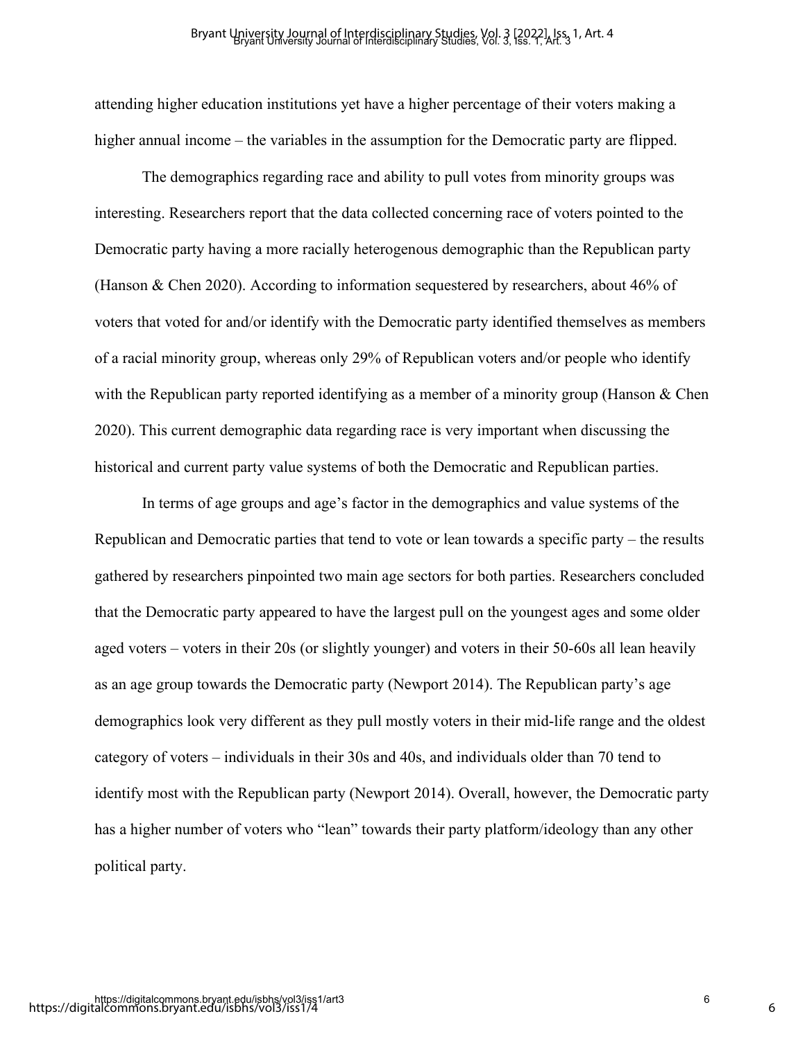attending higher education institutions yet have a higher percentage of their voters making a higher annual income – the variables in the assumption for the Democratic party are flipped.

The demographics regarding race and ability to pull votes from minority groups was interesting. Researchers report that the data collected concerning race of voters pointed to the Democratic party having a more racially heterogenous demographic than the Republican party (Hanson & Chen 2020). According to information sequestered by researchers, about 46% of voters that voted for and/or identify with the Democratic party identified themselves as members of a racial minority group, whereas only 29% of Republican voters and/or people who identify with the Republican party reported identifying as a member of a minority group (Hanson & Chen 2020). This current demographic data regarding race is very important when discussing the historical and current party value systems of both the Democratic and Republican parties.

In terms of age groups and age's factor in the demographics and value systems of the Republican and Democratic parties that tend to vote or lean towards a specific party – the results gathered by researchers pinpointed two main age sectors for both parties. Researchers concluded that the Democratic party appeared to have the largest pull on the youngest ages and some older aged voters – voters in their 20s (or slightly younger) and voters in their 50-60s all lean heavily as an age group towards the Democratic party (Newport 2014). The Republican party's age demographics look very different as they pull mostly voters in their mid-life range and the oldest category of voters – individuals in their 30s and 40s, and individuals older than 70 tend to identify most with the Republican party (Newport 2014). Overall, however, the Democratic party has a higher number of voters who "lean" towards their party platform/ideology than any other political party.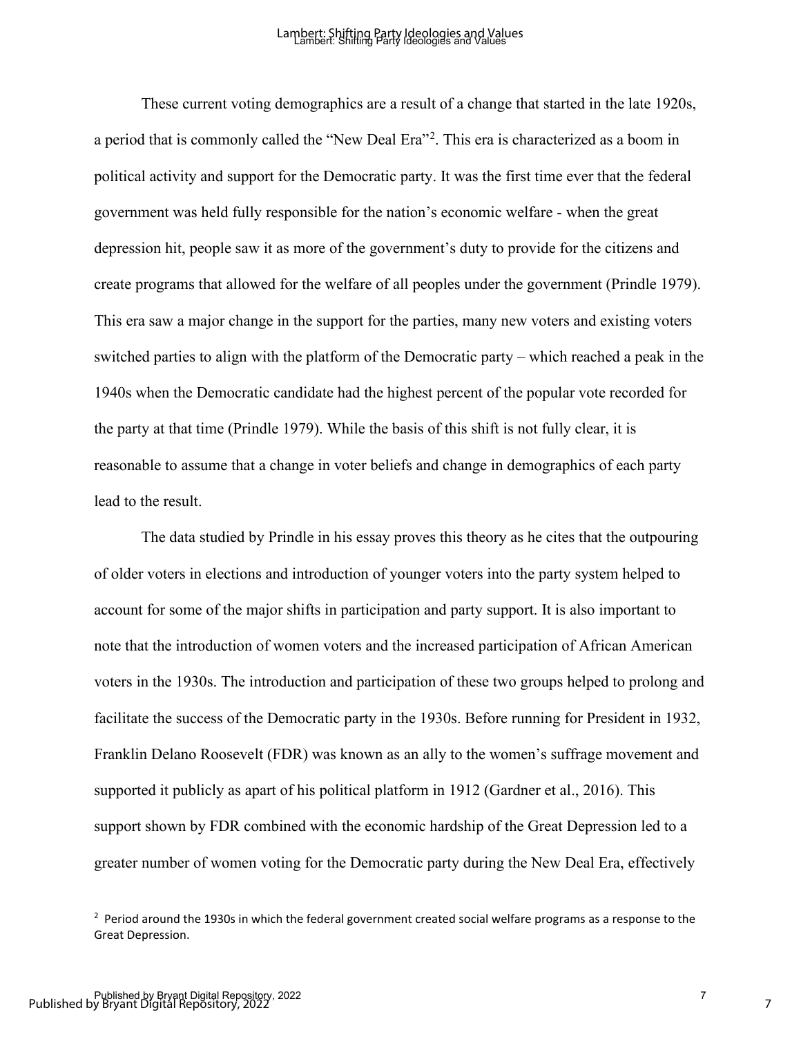These current voting demographics are a result of a change that started in the late 1920s, a period that is commonly called the "New Deal Era"[2]. This era is characterized as a boom in political activity and support for the Democratic party. It was the first time ever that the federal government was held fully responsible for the nation's economic welfare - when the great depression hit, people saw it as more of the government's duty to provide for the citizens and create programs that allowed for the welfare of all peoples under the government (Prindle 1979). This era saw a major change in the support for the parties, many new voters and existing voters switched parties to align with the platform of the Democratic party – which reached a peak in the 1940s when the Democratic candidate had the highest percent of the popular vote recorded for the party at that time (Prindle 1979). While the basis of this shift is not fully clear, it is reasonable to assume that a change in voter beliefs and change in demographics of each party lead to the result.

The data studied by Prindle in his essay proves this theory as he cites that the outpouring of older voters in elections and introduction of younger voters into the party system helped to account for some of the major shifts in participation and party support. It is also important to note that the introduction of women voters and the increased participation of African American voters in the 1930s. The introduction and participation of these two groups helped to prolong and facilitate the success of the Democratic party in the 1930s. Before running for President in 1932, Franklin Delano Roosevelt (FDR) was known as an ally to the women's suffrage movement and supported it publicly as apart of his political platform in 1912 (Gardner et al., 2016). This support shown by FDR combined with the economic hardship of the Great Depression led to a greater number of women voting for the Democratic party during the New Deal Era, effectively

[2] Period around the 1930s in which the federal government created social welfare programs as a response to the Great Depression.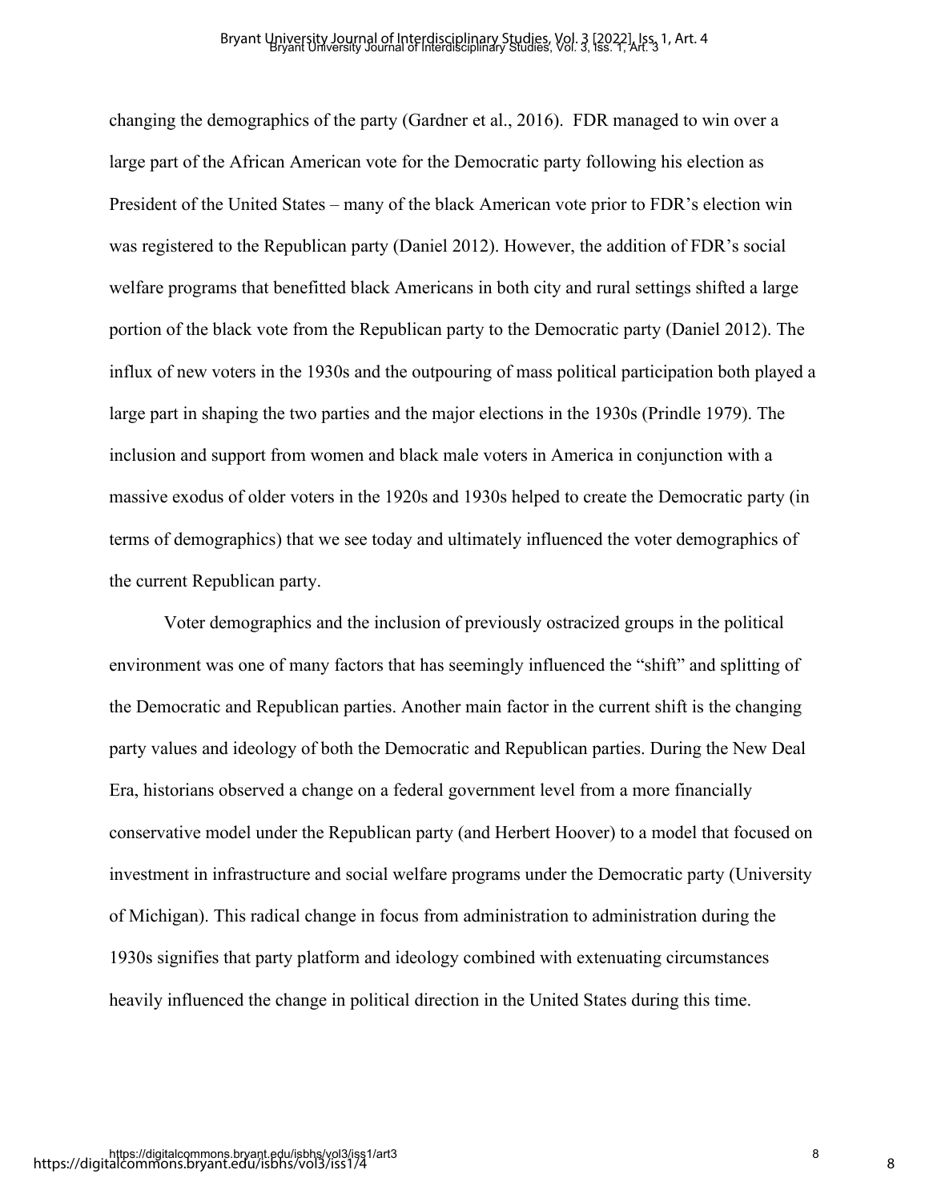changing the demographics of the party (Gardner et al., 2016). FDR managed to win over a large part of the African American vote for the Democratic party following his election as President of the United States – many of the black American vote prior to FDR's election win was registered to the Republican party (Daniel 2012). However, the addition of FDR's social welfare programs that benefitted black Americans in both city and rural settings shifted a large portion of the black vote from the Republican party to the Democratic party (Daniel 2012). The influx of new voters in the 1930s and the outpouring of mass political participation both played a large part in shaping the two parties and the major elections in the 1930s (Prindle 1979). The inclusion and support from women and black male voters in America in conjunction with a massive exodus of older voters in the 1920s and 1930s helped to create the Democratic party (in terms of demographics) that we see today and ultimately influenced the voter demographics of the current Republican party.

Voter demographics and the inclusion of previously ostracized groups in the political environment was one of many factors that has seemingly influenced the "shift" and splitting of the Democratic and Republican parties. Another main factor in the current shift is the changing party values and ideology of both the Democratic and Republican parties. During the New Deal Era, historians observed a change on a federal government level from a more financially conservative model under the Republican party (and Herbert Hoover) to a model that focused on investment in infrastructure and social welfare programs under the Democratic party (University of Michigan). This radical change in focus from administration to administration during the 1930s signifies that party platform and ideology combined with extenuating circumstances heavily influenced the change in political direction in the United States during this time.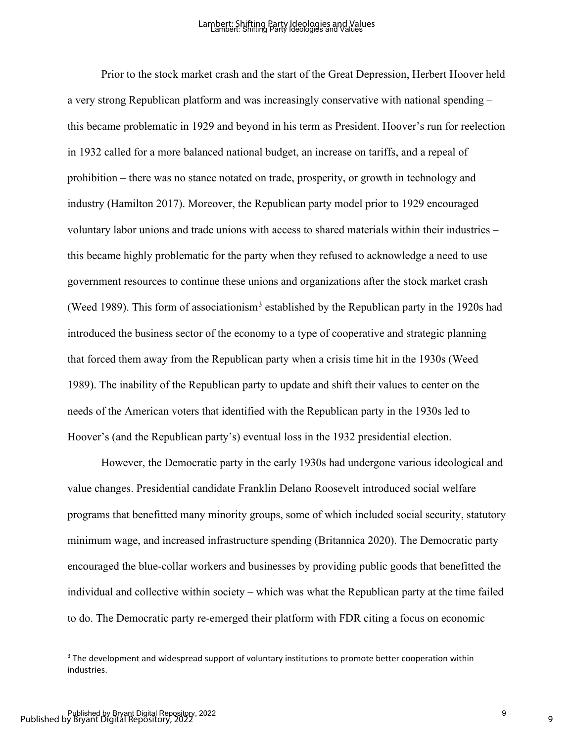Prior to the stock market crash and the start of the Great Depression, Herbert Hoover held a very strong Republican platform and was increasingly conservative with national spending – this became problematic in 1929 and beyond in his term as President. Hoover's run for reelection in 1932 called for a more balanced national budget, an increase on tariffs, and a repeal of prohibition – there was no stance notated on trade, prosperity, or growth in technology and industry (Hamilton 2017). Moreover, the Republican party model prior to 1929 encouraged voluntary labor unions and trade unions with access to shared materials within their industries – this became highly problematic for the party when they refused to acknowledge a need to use government resources to continue these unions and organizations after the stock market crash (Weed 1989). This form of associationism[3] established by the Republican party in the 1920s had introduced the business sector of the economy to a type of cooperative and strategic planning that forced them away from the Republican party when a crisis time hit in the 1930s (Weed 1989). The inability of the Republican party to update and shift their values to center on the needs of the American voters that identified with the Republican party in the 1930s led to Hoover's (and the Republican party's) eventual loss in the 1932 presidential election.

However, the Democratic party in the early 1930s had undergone various ideological and value changes. Presidential candidate Franklin Delano Roosevelt introduced social welfare programs that benefitted many minority groups, some of which included social security, statutory minimum wage, and increased infrastructure spending (Britannica 2020). The Democratic party encouraged the blue-collar workers and businesses by providing public goods that benefitted the individual and collective within society – which was what the Republican party at the time failed to do. The Democratic party re-emerged their platform with FDR citing a focus on economic

[3] The development and widespread support of voluntary institutions to promote better cooperation within industries.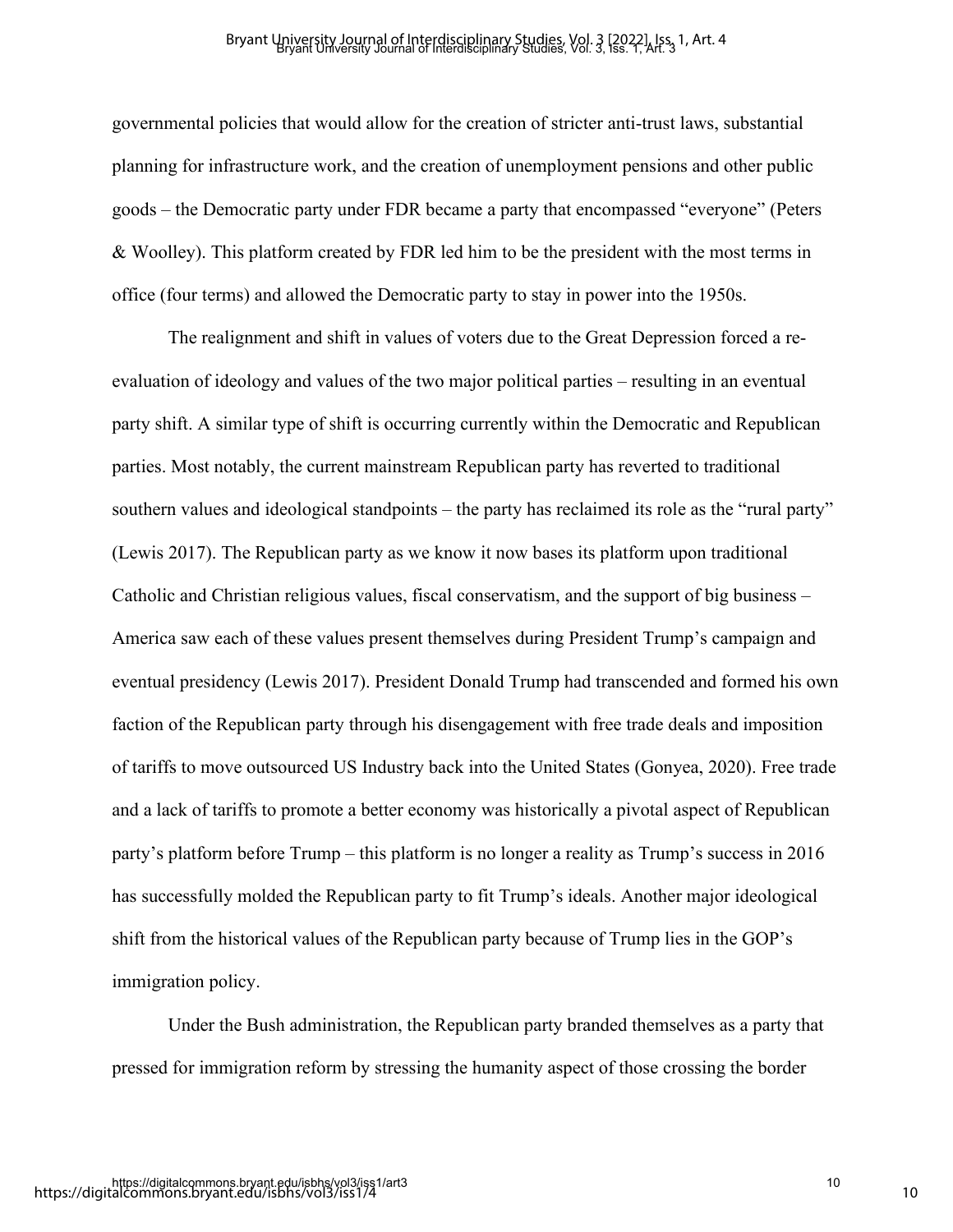governmental policies that would allow for the creation of stricter anti-trust laws, substantial planning for infrastructure work, and the creation of unemployment pensions and other public goods – the Democratic party under FDR became a party that encompassed "everyone" (Peters & Woolley). This platform created by FDR led him to be the president with the most terms in office (four terms) and allowed the Democratic party to stay in power into the 1950s.

The realignment and shift in values of voters due to the Great Depression forced a re-evaluation of ideology and values of the two major political parties – resulting in an eventual party shift. A similar type of shift is occurring currently within the Democratic and Republican parties. Most notably, the current mainstream Republican party has reverted to traditional southern values and ideological standpoints – the party has reclaimed its role as the "rural party" (Lewis 2017). The Republican party as we know it now bases its platform upon traditional Catholic and Christian religious values, fiscal conservatism, and the support of big business – America saw each of these values present themselves during President Trump's campaign and eventual presidency (Lewis 2017). President Donald Trump had transcended and formed his own faction of the Republican party through his disengagement with free trade deals and imposition of tariffs to move outsourced US Industry back into the United States (Gonyea, 2020). Free trade and a lack of tariffs to promote a better economy was historically a pivotal aspect of Republican party's platform before Trump – this platform is no longer a reality as Trump's success in 2016 has successfully molded the Republican party to fit Trump's ideals. Another major ideological shift from the historical values of the Republican party because of Trump lies in the GOP's immigration policy.

Under the Bush administration, the Republican party branded themselves as a party that pressed for immigration reform by stressing the humanity aspect of those crossing the border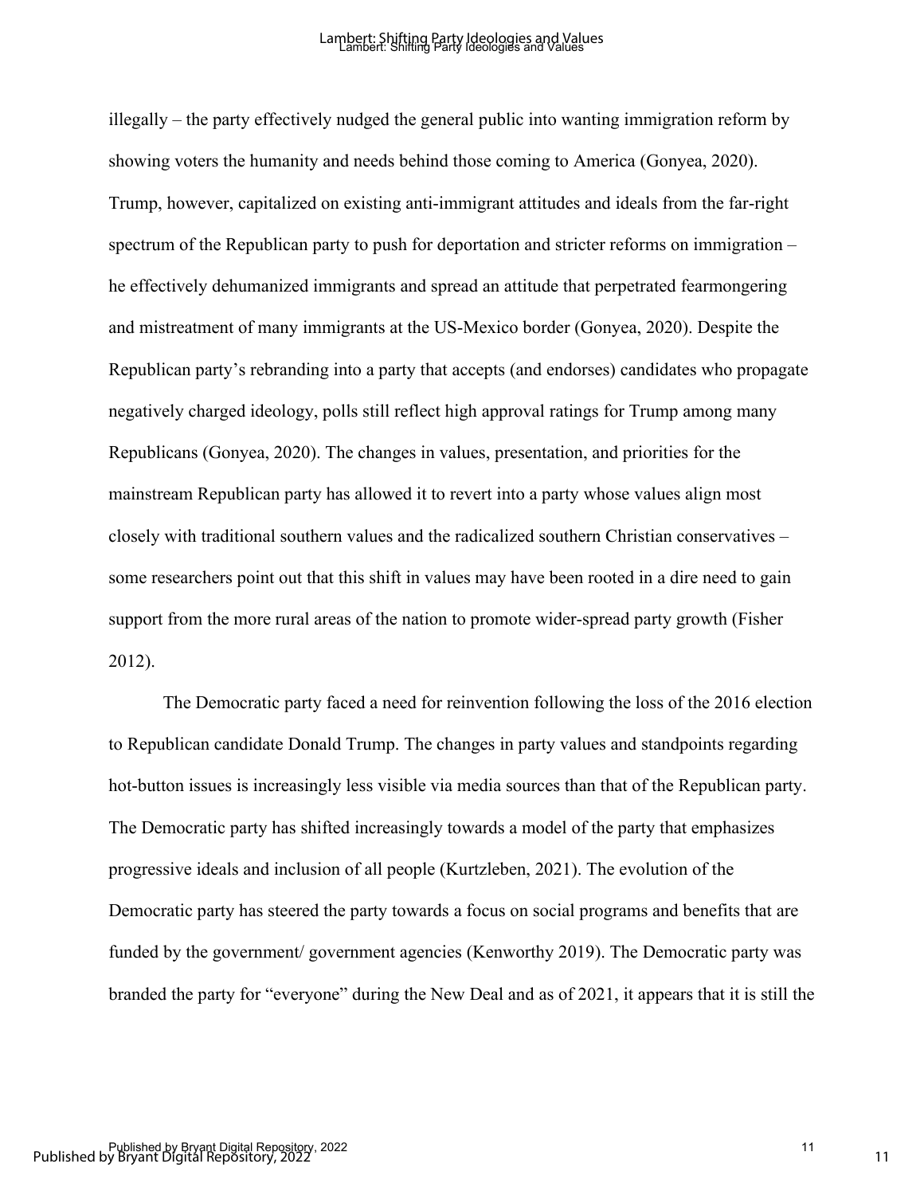illegally – the party effectively nudged the general public into wanting immigration reform by showing voters the humanity and needs behind those coming to America (Gonyea, 2020). Trump, however, capitalized on existing anti-immigrant attitudes and ideals from the far-right spectrum of the Republican party to push for deportation and stricter reforms on immigration – he effectively dehumanized immigrants and spread an attitude that perpetrated fearmongering and mistreatment of many immigrants at the US-Mexico border (Gonyea, 2020). Despite the Republican party's rebranding into a party that accepts (and endorses) candidates who propagate negatively charged ideology, polls still reflect high approval ratings for Trump among many Republicans (Gonyea, 2020). The changes in values, presentation, and priorities for the mainstream Republican party has allowed it to revert into a party whose values align most closely with traditional southern values and the radicalized southern Christian conservatives – some researchers point out that this shift in values may have been rooted in a dire need to gain support from the more rural areas of the nation to promote wider-spread party growth (Fisher 2012).

The Democratic party faced a need for reinvention following the loss of the 2016 election to Republican candidate Donald Trump. The changes in party values and standpoints regarding hot-button issues is increasingly less visible via media sources than that of the Republican party. The Democratic party has shifted increasingly towards a model of the party that emphasizes progressive ideals and inclusion of all people (Kurtzleben, 2021). The evolution of the Democratic party has steered the party towards a focus on social programs and benefits that are funded by the government/ government agencies (Kenworthy 2019). The Democratic party was branded the party for "everyone" during the New Deal and as of 2021, it appears that it is still the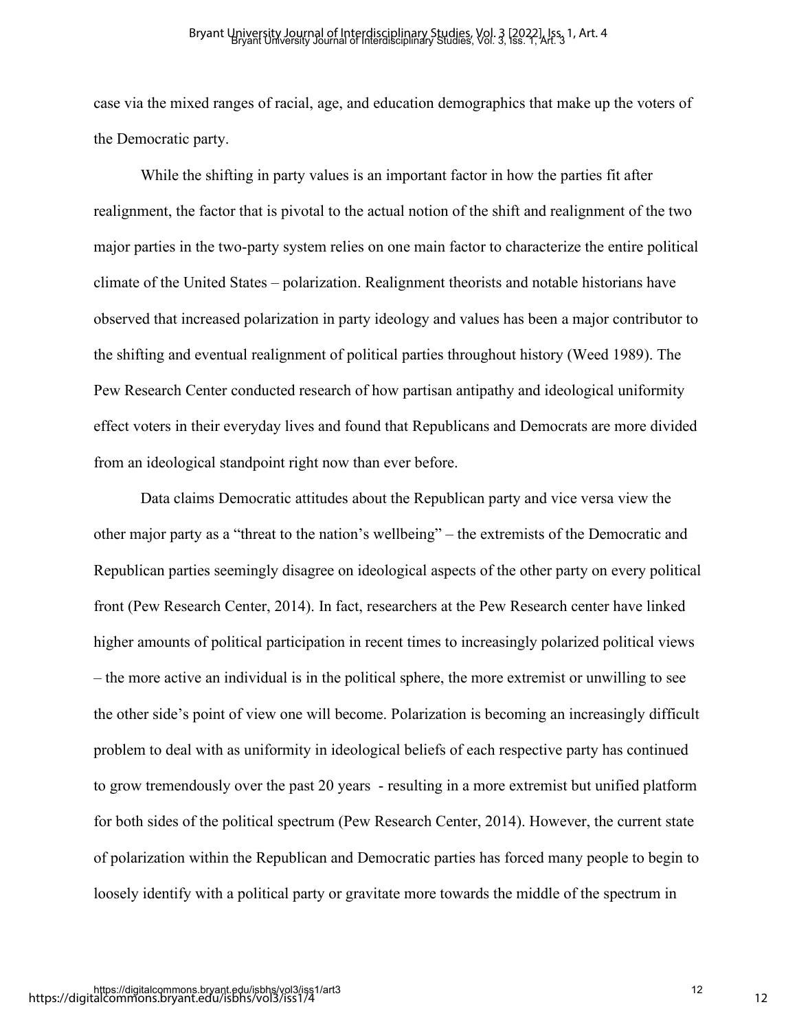case via the mixed ranges of racial, age, and education demographics that make up the voters of the Democratic party.

While the shifting in party values is an important factor in how the parties fit after realignment, the factor that is pivotal to the actual notion of the shift and realignment of the two major parties in the two-party system relies on one main factor to characterize the entire political climate of the United States – polarization. Realignment theorists and notable historians have observed that increased polarization in party ideology and values has been a major contributor to the shifting and eventual realignment of political parties throughout history (Weed 1989). The Pew Research Center conducted research of how partisan antipathy and ideological uniformity effect voters in their everyday lives and found that Republicans and Democrats are more divided from an ideological standpoint right now than ever before.

Data claims Democratic attitudes about the Republican party and vice versa view the other major party as a "threat to the nation's wellbeing" – the extremists of the Democratic and Republican parties seemingly disagree on ideological aspects of the other party on every political front (Pew Research Center, 2014). In fact, researchers at the Pew Research center have linked higher amounts of political participation in recent times to increasingly polarized political views – the more active an individual is in the political sphere, the more extremist or unwilling to see the other side's point of view one will become. Polarization is becoming an increasingly difficult problem to deal with as uniformity in ideological beliefs of each respective party has continued to grow tremendously over the past 20 years - resulting in a more extremist but unified platform for both sides of the political spectrum (Pew Research Center, 2014). However, the current state of polarization within the Republican and Democratic parties has forced many people to begin to loosely identify with a political party or gravitate more towards the middle of the spectrum in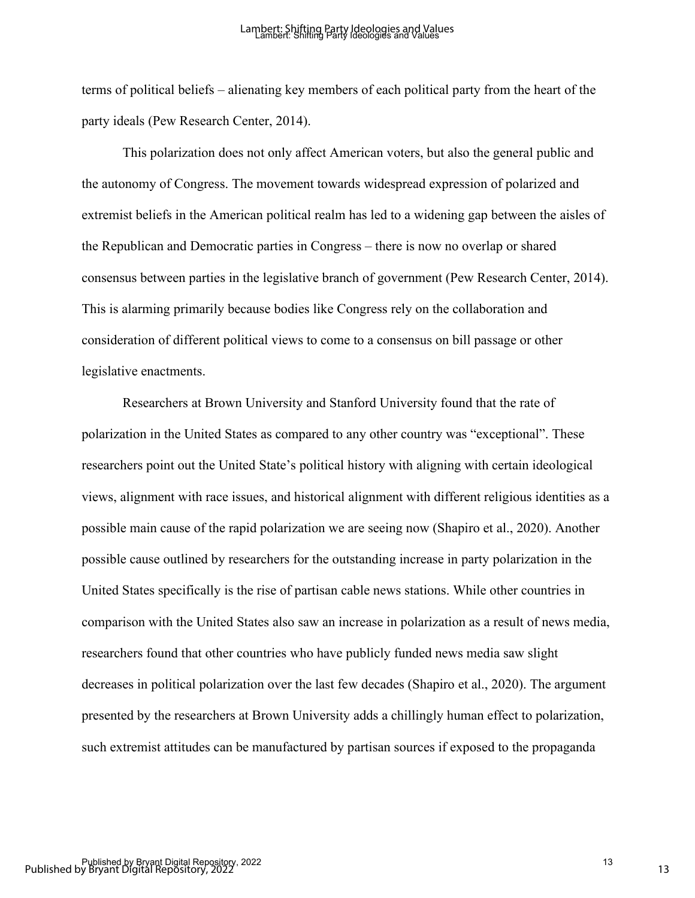terms of political beliefs – alienating key members of each political party from the heart of the party ideals (Pew Research Center, 2014).

This polarization does not only affect American voters, but also the general public and the autonomy of Congress. The movement towards widespread expression of polarized and extremist beliefs in the American political realm has led to a widening gap between the aisles of the Republican and Democratic parties in Congress – there is now no overlap or shared consensus between parties in the legislative branch of government (Pew Research Center, 2014). This is alarming primarily because bodies like Congress rely on the collaboration and consideration of different political views to come to a consensus on bill passage or other legislative enactments.

Researchers at Brown University and Stanford University found that the rate of polarization in the United States as compared to any other country was "exceptional". These researchers point out the United State's political history with aligning with certain ideological views, alignment with race issues, and historical alignment with different religious identities as a possible main cause of the rapid polarization we are seeing now (Shapiro et al., 2020). Another possible cause outlined by researchers for the outstanding increase in party polarization in the United States specifically is the rise of partisan cable news stations. While other countries in comparison with the United States also saw an increase in polarization as a result of news media, researchers found that other countries who have publicly funded news media saw slight decreases in political polarization over the last few decades (Shapiro et al., 2020). The argument presented by the researchers at Brown University adds a chillingly human effect to polarization, such extremist attitudes can be manufactured by partisan sources if exposed to the propaganda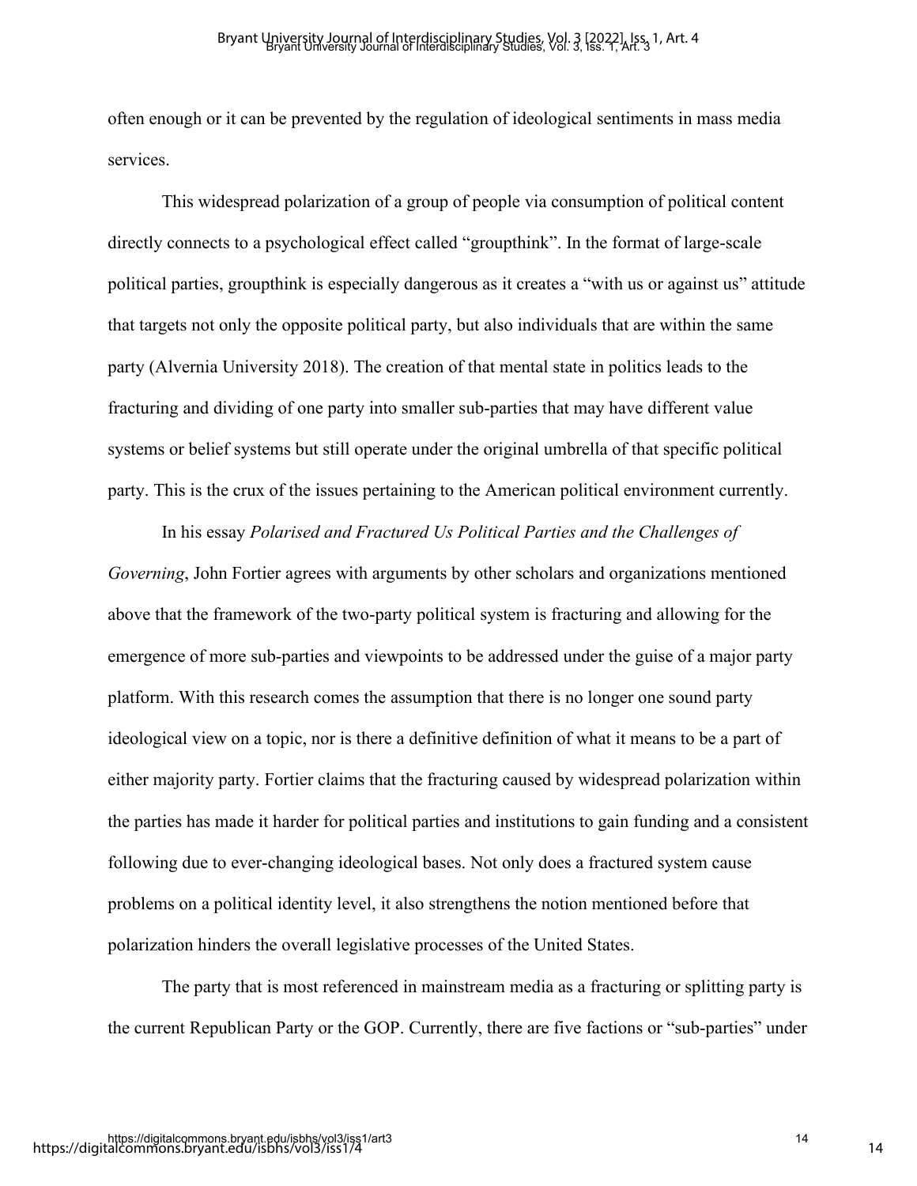often enough or it can be prevented by the regulation of ideological sentiments in mass media services.

This widespread polarization of a group of people via consumption of political content directly connects to a psychological effect called "groupthink". In the format of large-scale political parties, groupthink is especially dangerous as it creates a "with us or against us" attitude that targets not only the opposite political party, but also individuals that are within the same party (Alvernia University 2018). The creation of that mental state in politics leads to the fracturing and dividing of one party into smaller sub-parties that may have different value systems or belief systems but still operate under the original umbrella of that specific political party. This is the crux of the issues pertaining to the American political environment currently.

In his essay *Polarised and Fractured Us Political Parties and the Challenges of Governing*, John Fortier agrees with arguments by other scholars and organizations mentioned above that the framework of the two-party political system is fracturing and allowing for the emergence of more sub-parties and viewpoints to be addressed under the guise of a major party platform. With this research comes the assumption that there is no longer one sound party ideological view on a topic, nor is there a definitive definition of what it means to be a part of either majority party. Fortier claims that the fracturing caused by widespread polarization within the parties has made it harder for political parties and institutions to gain funding and a consistent following due to ever-changing ideological bases. Not only does a fractured system cause problems on a political identity level, it also strengthens the notion mentioned before that polarization hinders the overall legislative processes of the United States.

The party that is most referenced in mainstream media as a fracturing or splitting party is the current Republican Party or the GOP. Currently, there are five factions or "sub-parties" under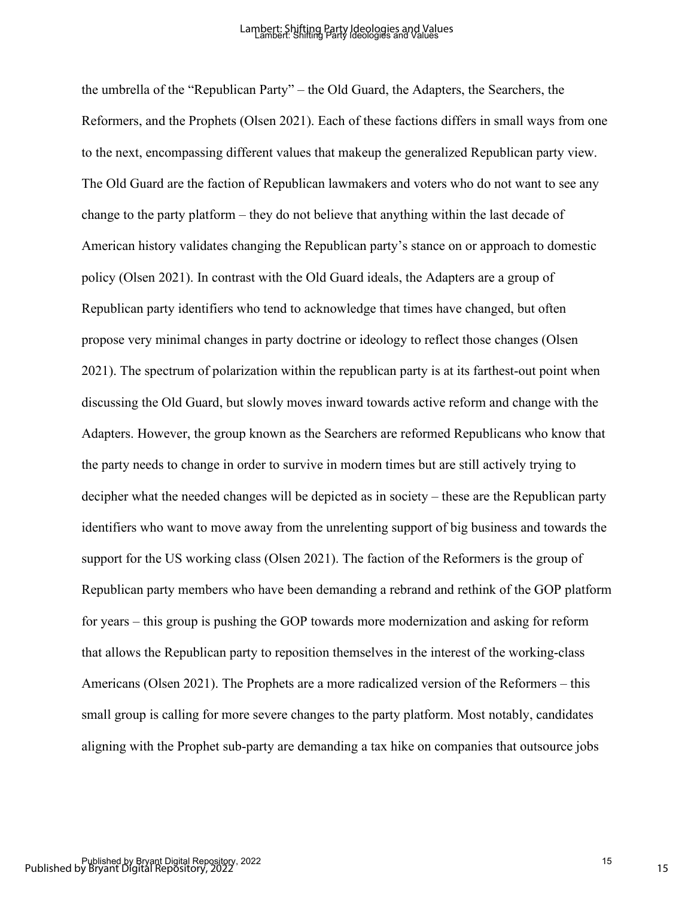the umbrella of the "Republican Party" – the Old Guard, the Adapters, the Searchers, the Reformers, and the Prophets (Olsen 2021). Each of these factions differs in small ways from one to the next, encompassing different values that makeup the generalized Republican party view. The Old Guard are the faction of Republican lawmakers and voters who do not want to see any change to the party platform – they do not believe that anything within the last decade of American history validates changing the Republican party's stance on or approach to domestic policy (Olsen 2021). In contrast with the Old Guard ideals, the Adapters are a group of Republican party identifiers who tend to acknowledge that times have changed, but often propose very minimal changes in party doctrine or ideology to reflect those changes (Olsen 2021). The spectrum of polarization within the republican party is at its farthest-out point when discussing the Old Guard, but slowly moves inward towards active reform and change with the Adapters. However, the group known as the Searchers are reformed Republicans who know that the party needs to change in order to survive in modern times but are still actively trying to decipher what the needed changes will be depicted as in society – these are the Republican party identifiers who want to move away from the unrelenting support of big business and towards the support for the US working class (Olsen 2021). The faction of the Reformers is the group of Republican party members who have been demanding a rebrand and rethink of the GOP platform for years – this group is pushing the GOP towards more modernization and asking for reform that allows the Republican party to reposition themselves in the interest of the working-class Americans (Olsen 2021). The Prophets are a more radicalized version of the Reformers – this small group is calling for more severe changes to the party platform. Most notably, candidates aligning with the Prophet sub-party are demanding a tax hike on companies that outsource jobs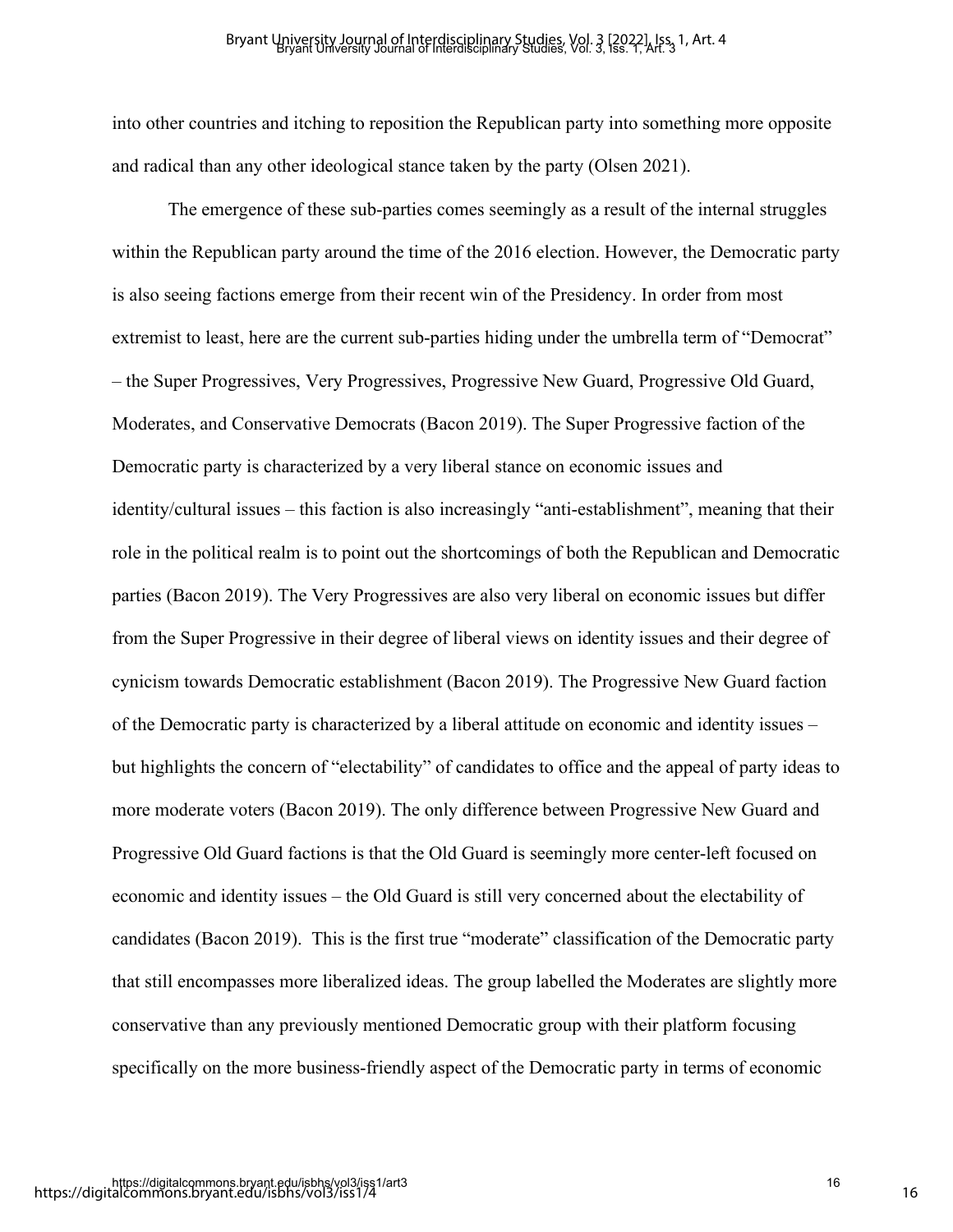into other countries and itching to reposition the Republican party into something more opposite and radical than any other ideological stance taken by the party (Olsen 2021).

The emergence of these sub-parties comes seemingly as a result of the internal struggles within the Republican party around the time of the 2016 election. However, the Democratic party is also seeing factions emerge from their recent win of the Presidency. In order from most extremist to least, here are the current sub-parties hiding under the umbrella term of "Democrat" – the Super Progressives, Very Progressives, Progressive New Guard, Progressive Old Guard, Moderates, and Conservative Democrats (Bacon 2019). The Super Progressive faction of the Democratic party is characterized by a very liberal stance on economic issues and identity/cultural issues – this faction is also increasingly "anti-establishment", meaning that their role in the political realm is to point out the shortcomings of both the Republican and Democratic parties (Bacon 2019). The Very Progressives are also very liberal on economic issues but differ from the Super Progressive in their degree of liberal views on identity issues and their degree of cynicism towards Democratic establishment (Bacon 2019). The Progressive New Guard faction of the Democratic party is characterized by a liberal attitude on economic and identity issues – but highlights the concern of "electability" of candidates to office and the appeal of party ideas to more moderate voters (Bacon 2019). The only difference between Progressive New Guard and Progressive Old Guard factions is that the Old Guard is seemingly more center-left focused on economic and identity issues – the Old Guard is still very concerned about the electability of candidates (Bacon 2019). This is the first true "moderate" classification of the Democratic party that still encompasses more liberalized ideas. The group labelled the Moderates are slightly more conservative than any previously mentioned Democratic group with their platform focusing specifically on the more business-friendly aspect of the Democratic party in terms of economic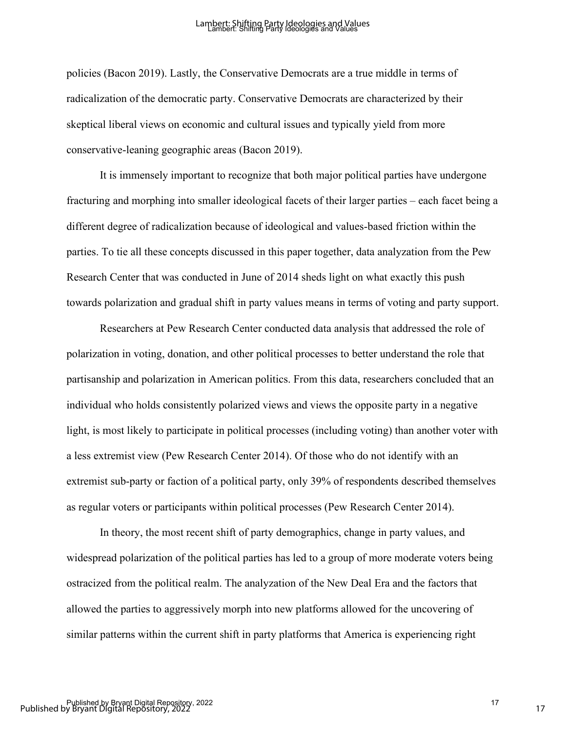policies (Bacon 2019). Lastly, the Conservative Democrats are a true middle in terms of radicalization of the democratic party. Conservative Democrats are characterized by their skeptical liberal views on economic and cultural issues and typically yield from more conservative-leaning geographic areas (Bacon 2019).

It is immensely important to recognize that both major political parties have undergone fracturing and morphing into smaller ideological facets of their larger parties – each facet being a different degree of radicalization because of ideological and values-based friction within the parties. To tie all these concepts discussed in this paper together, data analyzation from the Pew Research Center that was conducted in June of 2014 sheds light on what exactly this push towards polarization and gradual shift in party values means in terms of voting and party support.

Researchers at Pew Research Center conducted data analysis that addressed the role of polarization in voting, donation, and other political processes to better understand the role that partisanship and polarization in American politics. From this data, researchers concluded that an individual who holds consistently polarized views and views the opposite party in a negative light, is most likely to participate in political processes (including voting) than another voter with a less extremist view (Pew Research Center 2014). Of those who do not identify with an extremist sub-party or faction of a political party, only 39% of respondents described themselves as regular voters or participants within political processes (Pew Research Center 2014).

In theory, the most recent shift of party demographics, change in party values, and widespread polarization of the political parties has led to a group of more moderate voters being ostracized from the political realm. The analyzation of the New Deal Era and the factors that allowed the parties to aggressively morph into new platforms allowed for the uncovering of similar patterns within the current shift in party platforms that America is experiencing right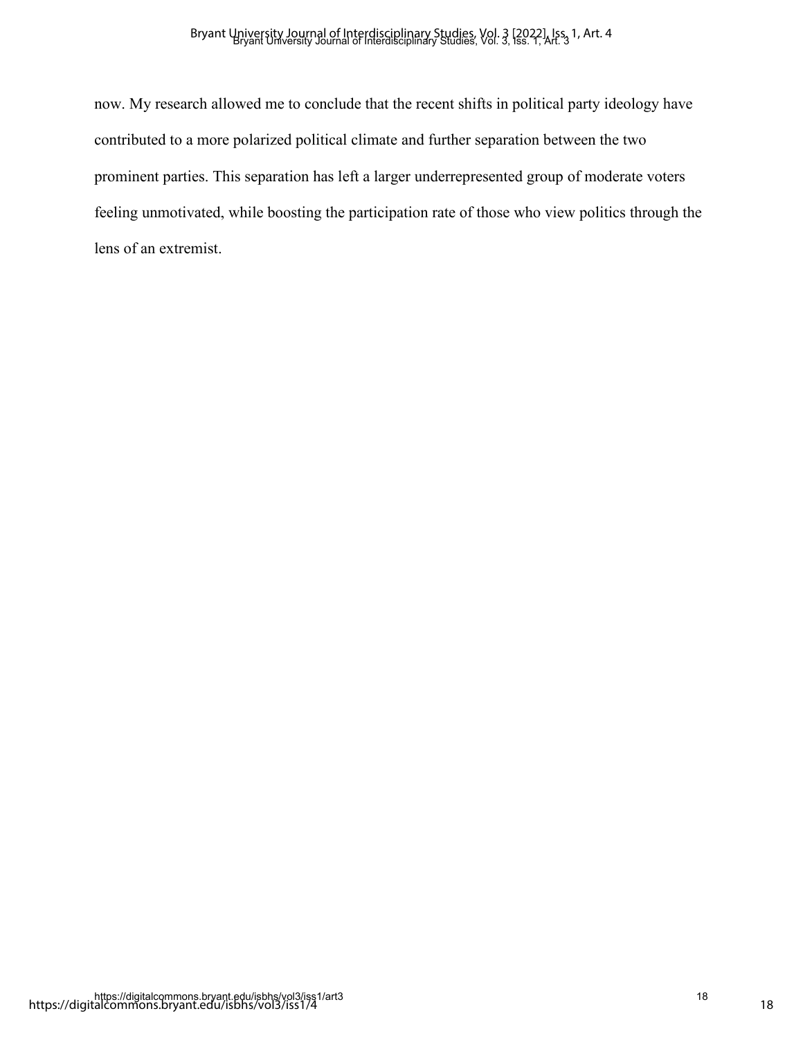now. My research allowed me to conclude that the recent shifts in political party ideology have contributed to a more polarized political climate and further separation between the two prominent parties. This separation has left a larger underrepresented group of moderate voters feeling unmotivated, while boosting the participation rate of those who view politics through the lens of an extremist.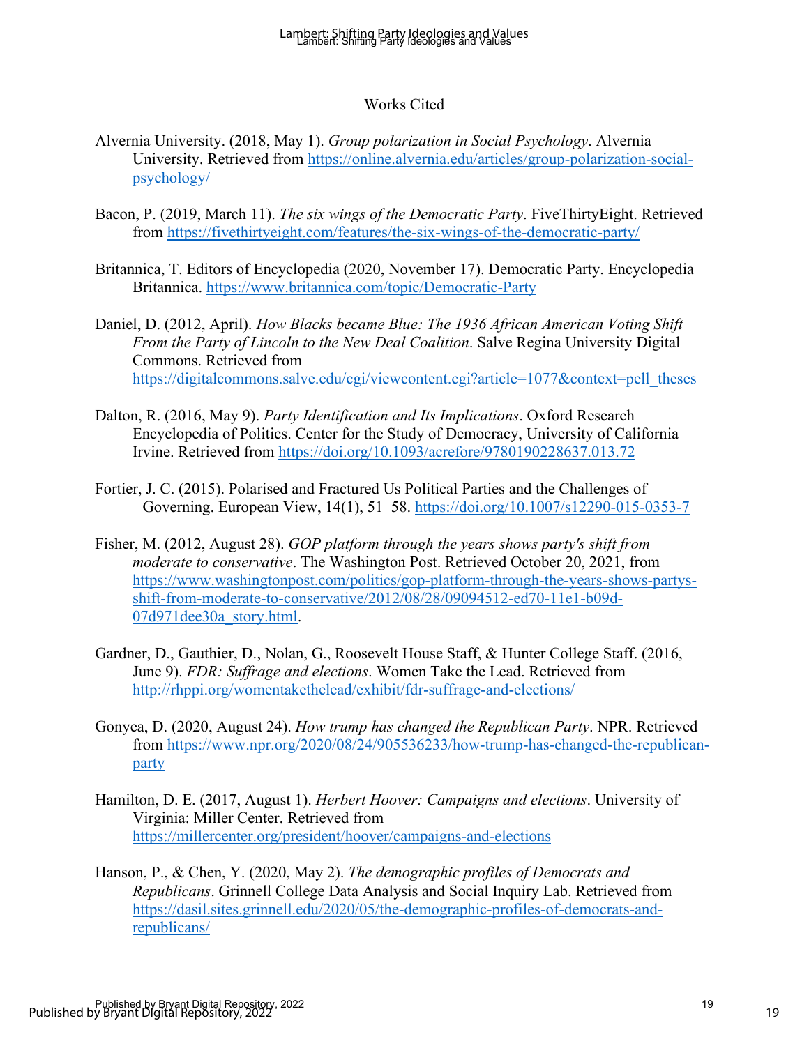## Works Cited

Alvernia University. (2018, May 1). *Group polarization in Social Psychology*. Alvernia University. Retrieved from https://online.alvernia.edu/articles/group-polarization-social-psychology/

Bacon, P. (2019, March 11). *The six wings of the Democratic Party*. FiveThirtyEight. Retrieved from https://fivethirtyeight.com/features/the-six-wings-of-the-democratic-party/

Britannica, T. Editors of Encyclopedia (2020, November 17). Democratic Party. Encyclopedia Britannica. https://www.britannica.com/topic/Democratic-Party

Daniel, D. (2012, April). *How Blacks became Blue: The 1936 African American Voting Shift From the Party of Lincoln to the New Deal Coalition*. Salve Regina University Digital Commons. Retrieved from https://digitalcommons.salve.edu/cgi/viewcontent.cgi?article=1077&context=pell_theses

Dalton, R. (2016, May 9). *Party Identification and Its Implications*. Oxford Research Encyclopedia of Politics. Center for the Study of Democracy, University of California Irvine. Retrieved from https://doi.org/10.1093/acrefore/9780190228637.013.72

Fortier, J. C. (2015). Polarised and Fractured Us Political Parties and the Challenges of Governing. European View, 14(1), 51–58. https://doi.org/10.1007/s12290-015-0353-7

Fisher, M. (2012, August 28). *GOP platform through the years shows party's shift from moderate to conservative*. The Washington Post. Retrieved October 20, 2021, from https://www.washingtonpost.com/politics/gop-platform-through-the-years-shows-partys-shift-from-moderate-to-conservative/2012/08/28/09094512-ed70-11e1-b09d-07d971dee30a_story.html.

Gardner, D., Gauthier, D., Nolan, G., Roosevelt House Staff, & Hunter College Staff. (2016, June 9). *FDR: Suffrage and elections*. Women Take the Lead. Retrieved from http://rhppi.org/womentakethelead/exhibit/fdr-suffrage-and-elections/

Gonyea, D. (2020, August 24). *How trump has changed the Republican Party*. NPR. Retrieved from https://www.npr.org/2020/08/24/905536233/how-trump-has-changed-the-republican-party

Hamilton, D. E. (2017, August 1). *Herbert Hoover: Campaigns and elections*. University of Virginia: Miller Center. Retrieved from https://millercenter.org/president/hoover/campaigns-and-elections

Hanson, P., & Chen, Y. (2020, May 2). *The demographic profiles of Democrats and Republicans*. Grinnell College Data Analysis and Social Inquiry Lab. Retrieved from https://dasil.sites.grinnell.edu/2020/05/the-demographic-profiles-of-democrats-and-republicans/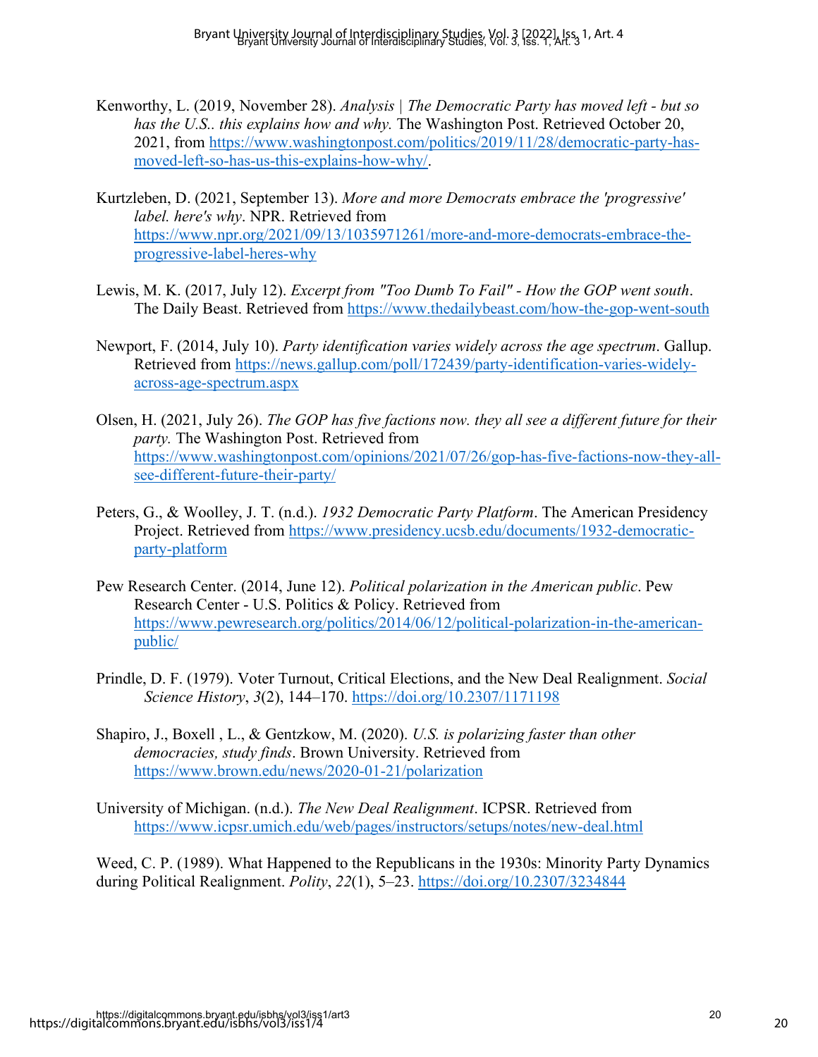Kenworthy, L. (2019, November 28). *Analysis | The Democratic Party has moved left - but so has the U.S.. this explains how and why.* The Washington Post. Retrieved October 20, 2021, from https://www.washingtonpost.com/politics/2019/11/28/democratic-party-has-moved-left-so-has-us-this-explains-how-why/.

Kurtzleben, D. (2021, September 13). *More and more Democrats embrace the 'progressive' label. here's why*. NPR. Retrieved from https://www.npr.org/2021/09/13/1035971261/more-and-more-democrats-embrace-the-progressive-label-heres-why

Lewis, M. K. (2017, July 12). *Excerpt from "Too Dumb To Fail" - How the GOP went south*. The Daily Beast. Retrieved from https://www.thedailybeast.com/how-the-gop-went-south

Newport, F. (2014, July 10). *Party identification varies widely across the age spectrum*. Gallup. Retrieved from https://news.gallup.com/poll/172439/party-identification-varies-widely-across-age-spectrum.aspx

Olsen, H. (2021, July 26). *The GOP has five factions now. they all see a different future for their party.* The Washington Post. Retrieved from https://www.washingtonpost.com/opinions/2021/07/26/gop-has-five-factions-now-they-all-see-different-future-their-party/

Peters, G., & Woolley, J. T. (n.d.). *1932 Democratic Party Platform*. The American Presidency Project. Retrieved from https://www.presidency.ucsb.edu/documents/1932-democratic-party-platform

Pew Research Center. (2014, June 12). *Political polarization in the American public*. Pew Research Center - U.S. Politics & Policy. Retrieved from https://www.pewresearch.org/politics/2014/06/12/political-polarization-in-the-american-public/

Prindle, D. F. (1979). Voter Turnout, Critical Elections, and the New Deal Realignment. *Social Science History*, *3*(2), 144–170. https://doi.org/10.2307/1171198

Shapiro, J., Boxell , L., & Gentzkow, M. (2020). *U.S. is polarizing faster than other democracies, study finds*. Brown University. Retrieved from https://www.brown.edu/news/2020-01-21/polarization

University of Michigan. (n.d.). *The New Deal Realignment*. ICPSR. Retrieved from https://www.icpsr.umich.edu/web/pages/instructors/setups/notes/new-deal.html

Weed, C. P. (1989). What Happened to the Republicans in the 1930s: Minority Party Dynamics during Political Realignment. *Polity*, *22*(1), 5–23. https://doi.org/10.2307/3234844